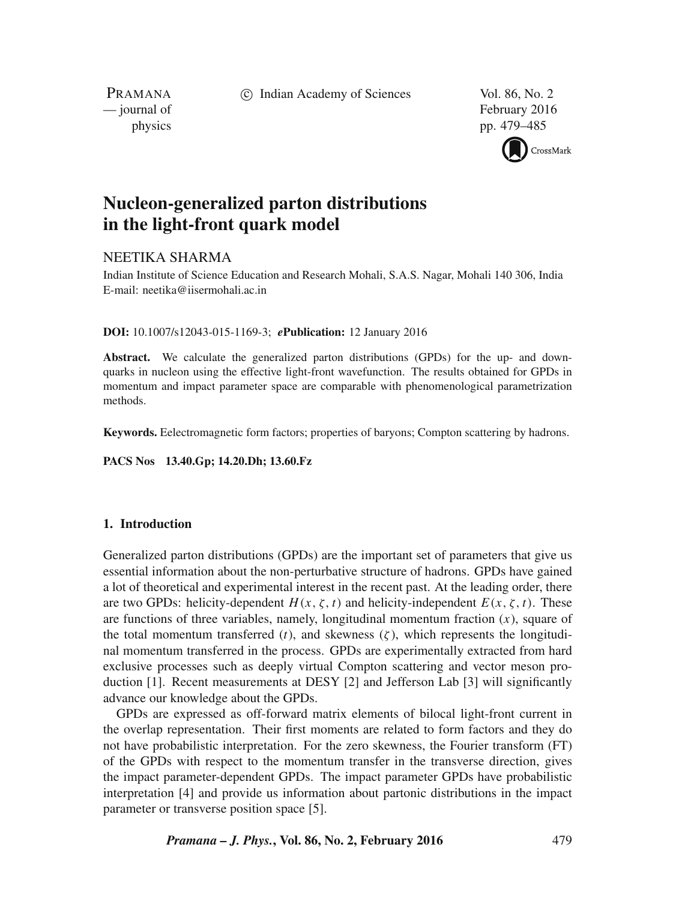# Nucleon-generalized parton distributions in the light-front quark model

NEETIKA SHARMA

Indian Institute of Science Education and Research Mohali, S.A.S. Nagar, Mohali 140 306, India
E-mail: neetika@iisermohali.ac.in

**DOI:** 10.1007/s12043-015-1169-3; ***e*Publication:** 12 January 2016

**Abstract.** We calculate the generalized parton distributions (GPDs) for the up- and down-quarks in nucleon using the effective light-front wavefunction. The results obtained for GPDs in momentum and impact parameter space are comparable with phenomenological parametrization methods.

**Keywords.** Eelectromagnetic form factors; properties of baryons; Compton scattering by hadrons.

**PACS Nos** **13.40.Gp; 14.20.Dh; 13.60.Fz**

## 1. Introduction

Generalized parton distributions (GPDs) are the important set of parameters that give us essential information about the non-perturbative structure of hadrons. GPDs have gained a lot of theoretical and experimental interest in the recent past. At the leading order, there are two GPDs: helicity-dependent $H(x, \zeta, t)$ and helicity-independent $E(x, \zeta, t)$. These are functions of three variables, namely, longitudinal momentum fraction ($x$), square of the total momentum transferred ($t$), and skewness ($\zeta$), which represents the longitudinal momentum transferred in the process. GPDs are experimentally extracted from hard exclusive processes such as deeply virtual Compton scattering and vector meson production [1]. Recent measurements at DESY [2] and Jefferson Lab [3] will significantly advance our knowledge about the GPDs.

GPDs are expressed as off-forward matrix elements of bilocal light-front current in the overlap representation. Their first moments are related to form factors and they do not have probabilistic interpretation. For the zero skewness, the Fourier transform (FT) of the GPDs with respect to the momentum transfer in the transverse direction, gives the impact parameter-dependent GPDs. The impact parameter GPDs have probabilistic interpretation [4] and provide us information about partonic distributions in the impact parameter or transverse position space [5].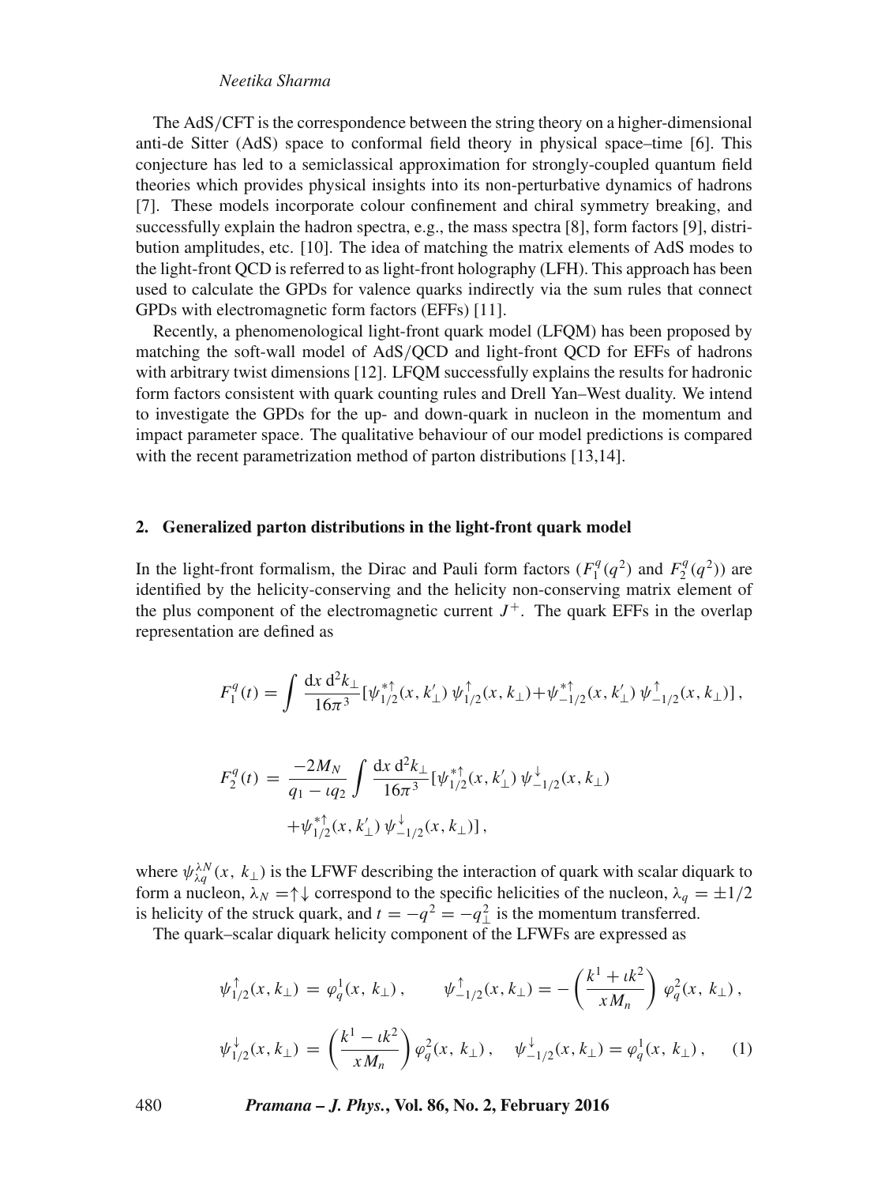The AdS/CFT is the correspondence between the string theory on a higher-dimensional anti-de Sitter (AdS) space to conformal field theory in physical space–time [6]. This conjecture has led to a semiclassical approximation for strongly-coupled quantum field theories which provides physical insights into its non-perturbative dynamics of hadrons [7]. These models incorporate colour confinement and chiral symmetry breaking, and successfully explain the hadron spectra, e.g., the mass spectra [8], form factors [9], distribution amplitudes, etc. [10]. The idea of matching the matrix elements of AdS modes to the light-front QCD is referred to as light-front holography (LFH). This approach has been used to calculate the GPDs for valence quarks indirectly via the sum rules that connect GPDs with electromagnetic form factors (EFFs) [11].

Recently, a phenomenological light-front quark model (LFQM) has been proposed by matching the soft-wall model of AdS/QCD and light-front QCD for EFFs of hadrons with arbitrary twist dimensions [12]. LFQM successfully explains the results for hadronic form factors consistent with quark counting rules and Drell Yan–West duality. We intend to investigate the GPDs for the up- and down-quark in nucleon in the momentum and impact parameter space. The qualitative behaviour of our model predictions is compared with the recent parametrization method of parton distributions [13,14].

## 2. Generalized parton distributions in the light-front quark model

In the light-front formalism, the Dirac and Pauli form factors ($F_1^q(q^2)$ and $F_2^q(q^2)$) are identified by the helicity-conserving and the helicity non-conserving matrix element of the plus component of the electromagnetic current $J^+$. The quark EFFs in the overlap representation are defined as

$$F_1^q(t) = \int \frac{\mathrm{d}x\, \mathrm{d}^2 k_\perp}{16\pi^3} [\psi_{1/2}^{*\uparrow}(x, k'_\perp)\, \psi_{1/2}^{\uparrow}(x, k_\perp) + \psi_{-1/2}^{*\uparrow}(x, k'_\perp)\, \psi_{-1/2}^{\uparrow}(x, k_\perp)]\,,$$

$$F_2^q(t) = \frac{-2M_N}{q_1 - \iota q_2} \int \frac{\mathrm{d}x\, \mathrm{d}^2 k_\perp}{16\pi^3} [\psi_{1/2}^{*\uparrow}(x, k'_\perp)\, \psi_{-1/2}^{\downarrow}(x, k_\perp) + \psi_{1/2}^{*\uparrow}(x, k'_\perp)\, \psi_{-1/2}^{\downarrow}(x, k_\perp)]\,,$$

where $\psi_{\lambda q}^{\lambda N}(x,\ k_\perp)$ is the LFWF describing the interaction of quark with scalar diquark to form a nucleon, $\lambda_N = \uparrow\downarrow$ correspond to the specific helicities of the nucleon, $\lambda_q = \pm 1/2$ is helicity of the struck quark, and $t = -q^2 = -q_\perp^2$ is the momentum transferred.

The quark–scalar diquark helicity component of the LFWFs are expressed as

$$\psi_{1/2}^{\uparrow}(x, k_\perp) = \varphi_q^1(x,\ k_\perp)\,, \qquad \psi_{-1/2}^{\uparrow}(x, k_\perp) = -\left(\frac{k^1 + \iota k^2}{xM_n}\right) \varphi_q^2(x,\ k_\perp)\,,$$

$$\psi_{1/2}^{\downarrow}(x, k_\perp) = \left(\frac{k^1 - \iota k^2}{xM_n}\right) \varphi_q^2(x,\ k_\perp)\,, \quad \psi_{-1/2}^{\downarrow}(x, k_\perp) = \varphi_q^1(x,\ k_\perp)\,, \qquad (1)$$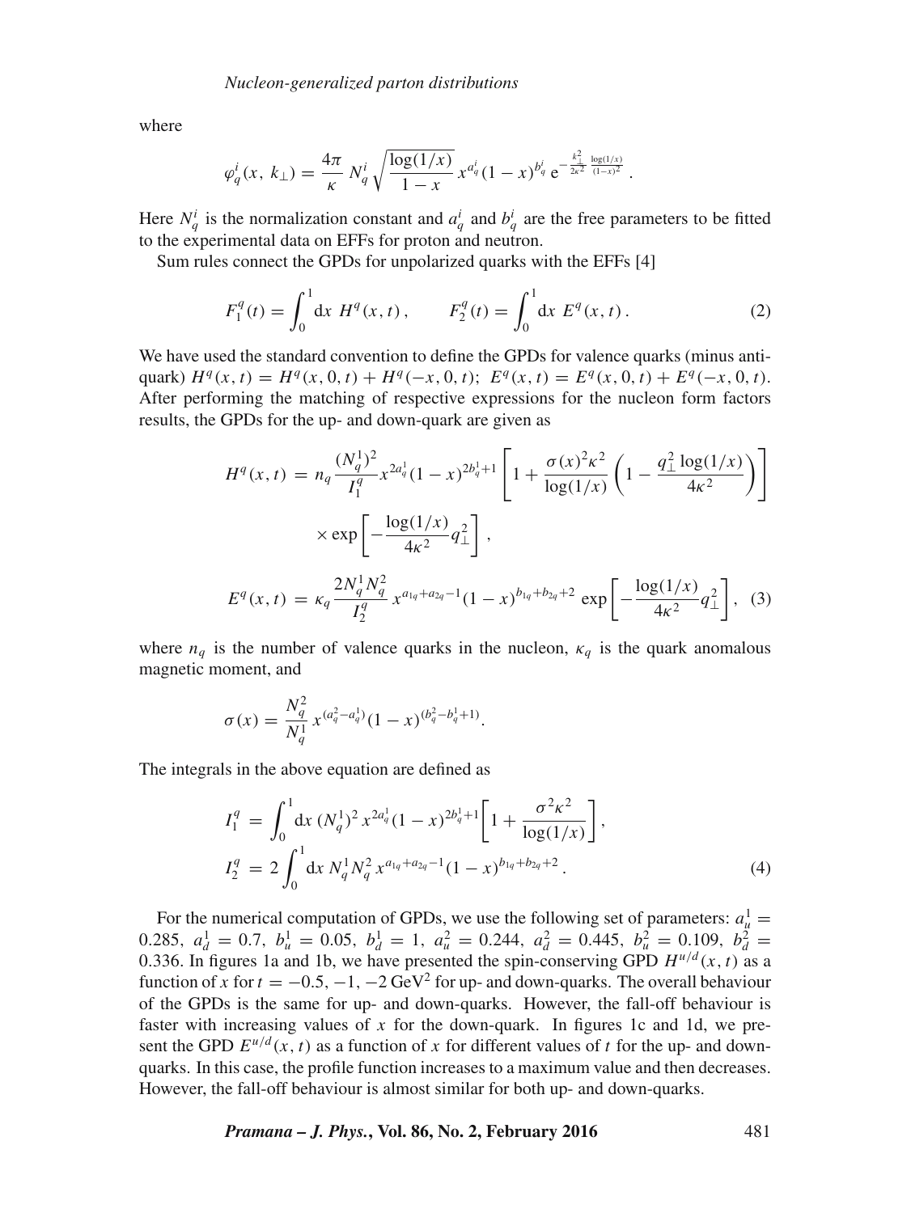where

$$\varphi_q^i(x,\,k_\perp) = \frac{4\pi}{\kappa}\,N_q^i\sqrt{\frac{\log(1/x)}{1-x}}\,x^{a_q^i}(1-x)^{b_q^i}\,\mathrm{e}^{-\frac{k_\perp^2}{2\kappa^2}\frac{\log(1/x)}{(1-x)^2}}\,.$$

Here $N_q^i$ is the normalization constant and $a_q^i$ and $b_q^i$ are the free parameters to be fitted to the experimental data on EFFs for proton and neutron.

Sum rules connect the GPDs for unpolarized quarks with the EFFs [4]

$$F_1^q(t) = \int_0^1 \mathrm{d}x\;H^q(x,t)\,, \qquad F_2^q(t) = \int_0^1 \mathrm{d}x\;E^q(x,t)\,. \tag{2}$$

We have used the standard convention to define the GPDs for valence quarks (minus antiquark) $H^q(x,t) = H^q(x,0,t) + H^q(-x,0,t)$; $E^q(x,t) = E^q(x,0,t) + E^q(-x,0,t)$. After performing the matching of respective expressions for the nucleon form factors results, the GPDs for the up- and down-quark are given as

$$\begin{aligned}
H^q(x,t) &= n_q\frac{(N_q^1)^2}{I_1^q}x^{2a_q^1}(1-x)^{2b_q^1+1}\left[1+\frac{\sigma(x)^2\kappa^2}{\log(1/x)}\left(1-\frac{q_\perp^2\log(1/x)}{4\kappa^2}\right)\right]\\
&\quad\times\exp\left[-\frac{\log(1/x)}{4\kappa^2}q_\perp^2\right],\\
E^q(x,t) &= \kappa_q\frac{2N_q^1N_q^2}{I_2^q}\,x^{a_{1q}+a_{2q}-1}(1-x)^{b_{1q}+b_{2q}+2}\,\exp\left[-\frac{\log(1/x)}{4\kappa^2}q_\perp^2\right],
\end{aligned} \tag{3}$$

where $n_q$ is the number of valence quarks in the nucleon, $\kappa_q$ is the quark anomalous magnetic moment, and

$$\sigma(x) = \frac{N_q^2}{N_q^1}\,x^{(a_q^2-a_q^1)}(1-x)^{(b_q^2-b_q^1+1)}.$$

The integrals in the above equation are defined as

$$\begin{aligned}
I_1^q &= \int_0^1 \mathrm{d}x\,(N_q^1)^2\,x^{2a_q^1}(1-x)^{2b_q^1+1}\left[1+\frac{\sigma^2\kappa^2}{\log(1/x)}\right],\\
I_2^q &= 2\int_0^1 \mathrm{d}x\,N_q^1N_q^2\,x^{a_{1q}+a_{2q}-1}(1-x)^{b_{1q}+b_{2q}+2}\,.
\end{aligned} \tag{4}$$

For the numerical computation of GPDs, we use the following set of parameters: $a_u^1 = 0.285$, $a_d^1 = 0.7$, $b_u^1 = 0.05$, $b_d^1 = 1$, $a_u^2 = 0.244$, $a_d^2 = 0.445$, $b_u^2 = 0.109$, $b_d^2 = 0.336$. In figures 1a and 1b, we have presented the spin-conserving GPD $H^{u/d}(x,t)$ as a function of $x$ for $t = -0.5, -1, -2$ GeV$^2$ for up- and down-quarks. The overall behaviour of the GPDs is the same for up- and down-quarks. However, the fall-off behaviour is faster with increasing values of $x$ for the down-quark. In figures 1c and 1d, we present the GPD $E^{u/d}(x,t)$ as a function of $x$ for different values of $t$ for the up- and down-quarks. In this case, the profile function increases to a maximum value and then decreases. However, the fall-off behaviour is almost similar for both up- and down-quarks.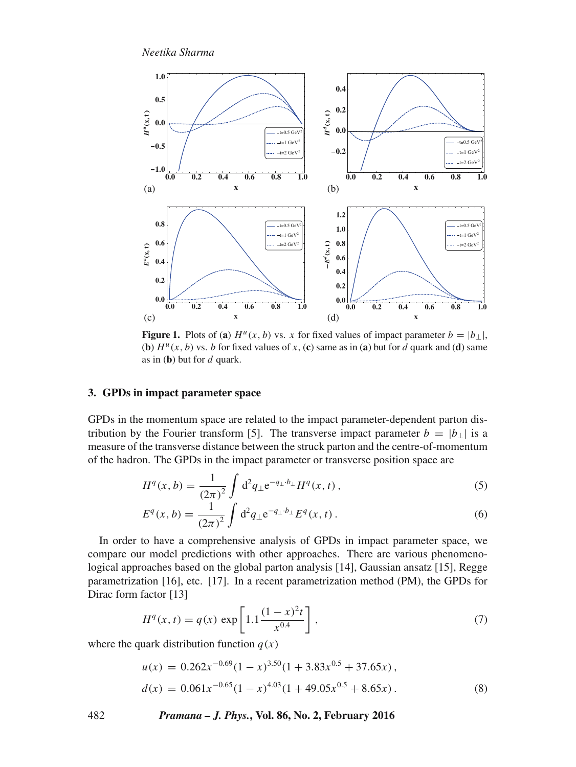Figure 1. Plots of (a) $H^u(x, b)$ vs. $x$ for fixed values of impact parameter $b = |b_\perp|$, (b) $H^u(x, b)$ vs. $b$ for fixed values of $x$, (c) same as in (a) but for $d$ quark and (d) same as in (b) but for $d$ quark.

## 3. GPDs in impact parameter space

GPDs in the momentum space are related to the impact parameter-dependent parton distribution by the Fourier transform [5]. The transverse impact parameter $b = |b_\perp|$ is a measure of the transverse distance between the struck parton and the centre-of-momentum of the hadron. The GPDs in the impact parameter or transverse position space are

$$H^q(x, b) = \frac{1}{(2\pi)^2} \int \mathrm{d}^2 q_\perp \mathrm{e}^{-q_\perp \cdot b_\perp} H^q(x, t)\,, \tag{5}$$

$$E^q(x, b) = \frac{1}{(2\pi)^2} \int \mathrm{d}^2 q_\perp \mathrm{e}^{-q_\perp \cdot b_\perp} E^q(x, t)\,. \tag{6}$$

In order to have a comprehensive analysis of GPDs in impact parameter space, we compare our model predictions with other approaches. There are various phenomenological approaches based on the global parton analysis [14], Gaussian ansatz [15], Regge parametrization [16], etc. [17]. In a recent parametrization method (PM), the GPDs for Dirac form factor [13]

$$H^q(x, t) = q(x)\, \exp\left[1.1 \frac{(1-x)^2 t}{x^{0.4}}\right], \tag{7}$$

where the quark distribution function $q(x)$

$$\begin{aligned} u(x) &= 0.262 x^{-0.69} (1-x)^{3.50} (1 + 3.83 x^{0.5} + 37.65 x)\,, \\ d(x) &= 0.061 x^{-0.65} (1-x)^{4.03} (1 + 49.05 x^{0.5} + 8.65 x)\,. \end{aligned} \tag{8}$$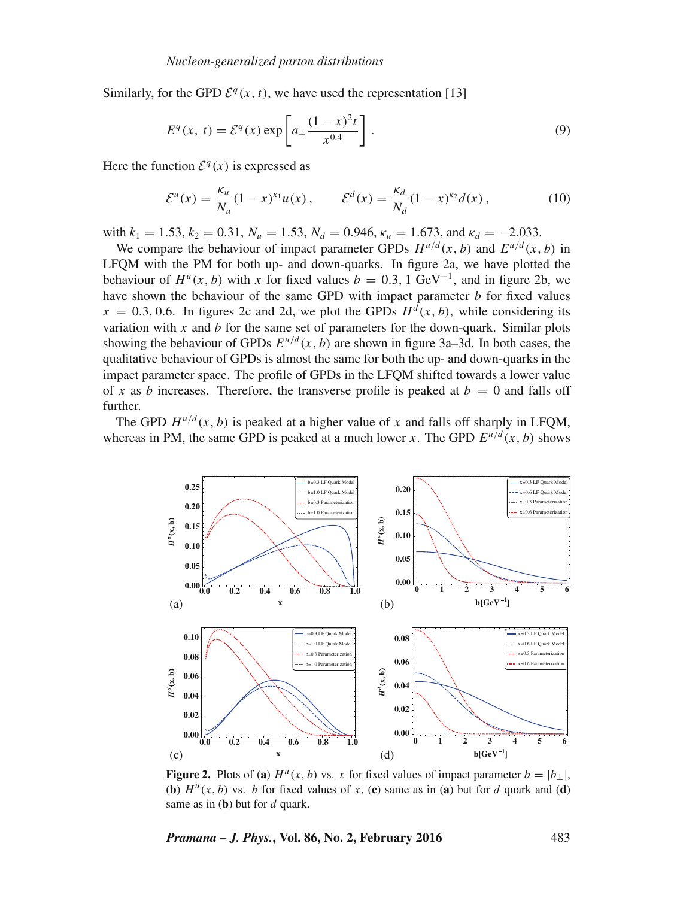Similarly, for the GPD $\mathcal{E}^q(x, t)$, we have used the representation [13]

$$E^q(x,\ t) = \mathcal{E}^q(x) \exp\left[a_+ \frac{(1-x)^2 t}{x^{0.4}}\right]. \tag{9}$$

Here the function $\mathcal{E}^q(x)$ is expressed as

$$\mathcal{E}^u(x) = \frac{\kappa_u}{N_u}(1-x)^{\kappa_1} u(x), \qquad \mathcal{E}^d(x) = \frac{\kappa_d}{N_d}(1-x)^{\kappa_2} d(x), \tag{10}$$

with $k_1 = 1.53$, $k_2 = 0.31$, $N_u = 1.53$, $N_d = 0.946$, $\kappa_u = 1.673$, and $\kappa_d = -2.033$.

We compare the behaviour of impact parameter GPDs $H^{u/d}(x, b)$ and $E^{u/d}(x, b)$ in LFQM with the PM for both up- and down-quarks. In figure 2a, we have plotted the behaviour of $H^u(x, b)$ with $x$ for fixed values $b = 0.3, 1$ GeV$^{-1}$, and in figure 2b, we have shown the behaviour of the same GPD with impact parameter $b$ for fixed values $x = 0.3, 0.6$. In figures 2c and 2d, we plot the GPDs $H^d(x, b)$, while considering its variation with $x$ and $b$ for the same set of parameters for the down-quark. Similar plots showing the behaviour of GPDs $E^{u/d}(x, b)$ are shown in figure 3a–3d. In both cases, the qualitative behaviour of GPDs is almost the same for both the up- and down-quarks in the impact parameter space. The profile of GPDs in the LFQM shifted towards a lower value of $x$ as $b$ increases. Therefore, the transverse profile is peaked at $b = 0$ and falls off further.

The GPD $H^{u/d}(x, b)$ is peaked at a higher value of $x$ and falls off sharply in LFQM, whereas in PM, the same GPD is peaked at a much lower $x$. The GPD $E^{u/d}(x, b)$ shows

**Figure 2.** Plots of (**a**) $H^u(x, b)$ vs. $x$ for fixed values of impact parameter $b = |b_\perp|$, (**b**) $H^u(x, b)$ vs. $b$ for fixed values of $x$, (**c**) same as in (**a**) but for $d$ quark and (**d**) same as in (**b**) but for $d$ quark.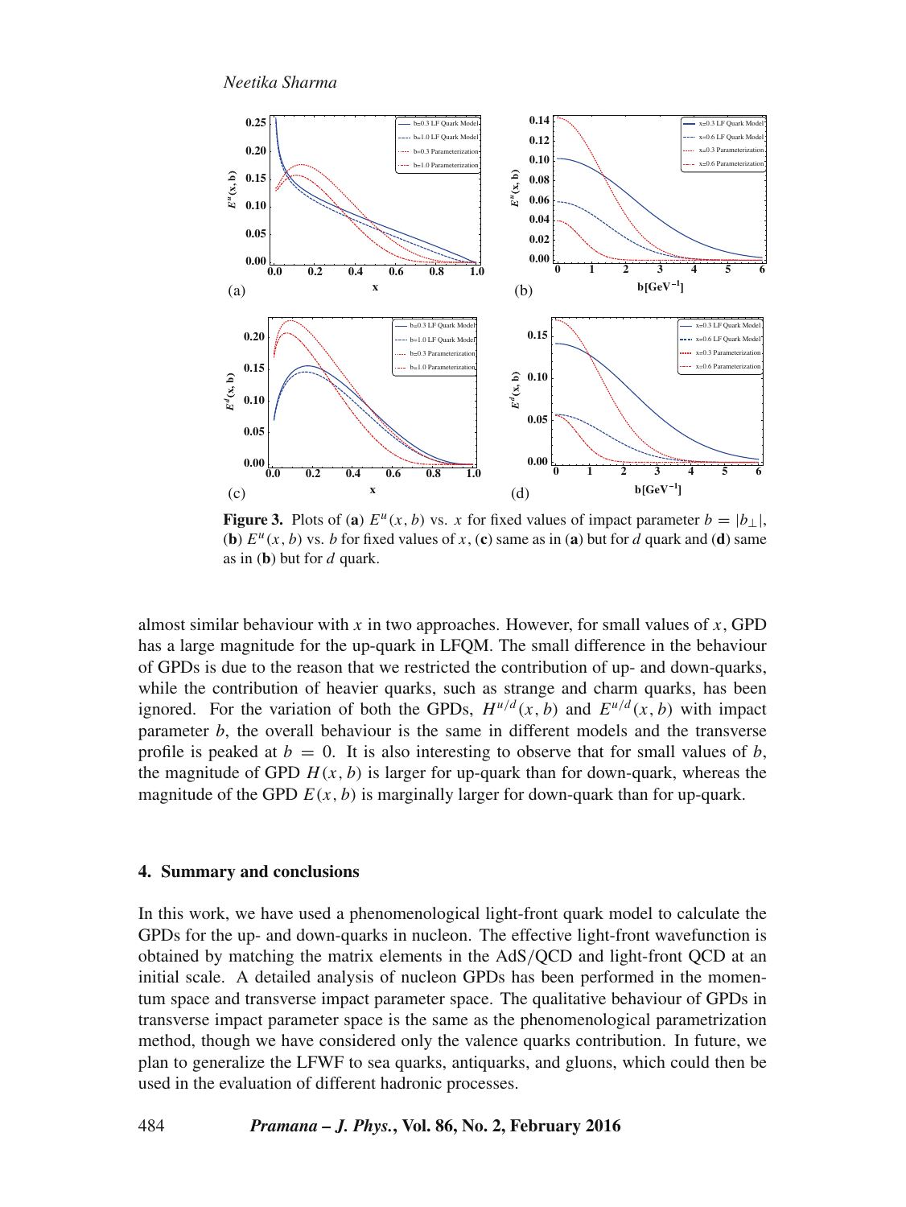**Figure 3.** Plots of (**a**) $E^u(x, b)$ vs. $x$ for fixed values of impact parameter $b = |b_\perp|$, (**b**) $E^u(x, b)$ vs. $b$ for fixed values of $x$, (**c**) same as in (**a**) but for $d$ quark and (**d**) same as in (**b**) but for $d$ quark.

almost similar behaviour with $x$ in two approaches. However, for small values of $x$, GPD has a large magnitude for the up-quark in LFQM. The small difference in the behaviour of GPDs is due to the reason that we restricted the contribution of up- and down-quarks, while the contribution of heavier quarks, such as strange and charm quarks, has been ignored. For the variation of both the GPDs, $H^{u/d}(x, b)$ and $E^{u/d}(x, b)$ with impact parameter $b$, the overall behaviour is the same in different models and the transverse profile is peaked at $b = 0$. It is also interesting to observe that for small values of $b$, the magnitude of GPD $H(x, b)$ is larger for up-quark than for down-quark, whereas the magnitude of the GPD $E(x, b)$ is marginally larger for down-quark than for up-quark.

## 4. Summary and conclusions

In this work, we have used a phenomenological light-front quark model to calculate the GPDs for the up- and down-quarks in nucleon. The effective light-front wavefunction is obtained by matching the matrix elements in the AdS/QCD and light-front QCD at an initial scale. A detailed analysis of nucleon GPDs has been performed in the momentum space and transverse impact parameter space. The qualitative behaviour of GPDs in transverse impact parameter space is the same as the phenomenological parametrization method, though we have considered only the valence quarks contribution. In future, we plan to generalize the LFWF to sea quarks, antiquarks, and gluons, which could then be used in the evaluation of different hadronic processes.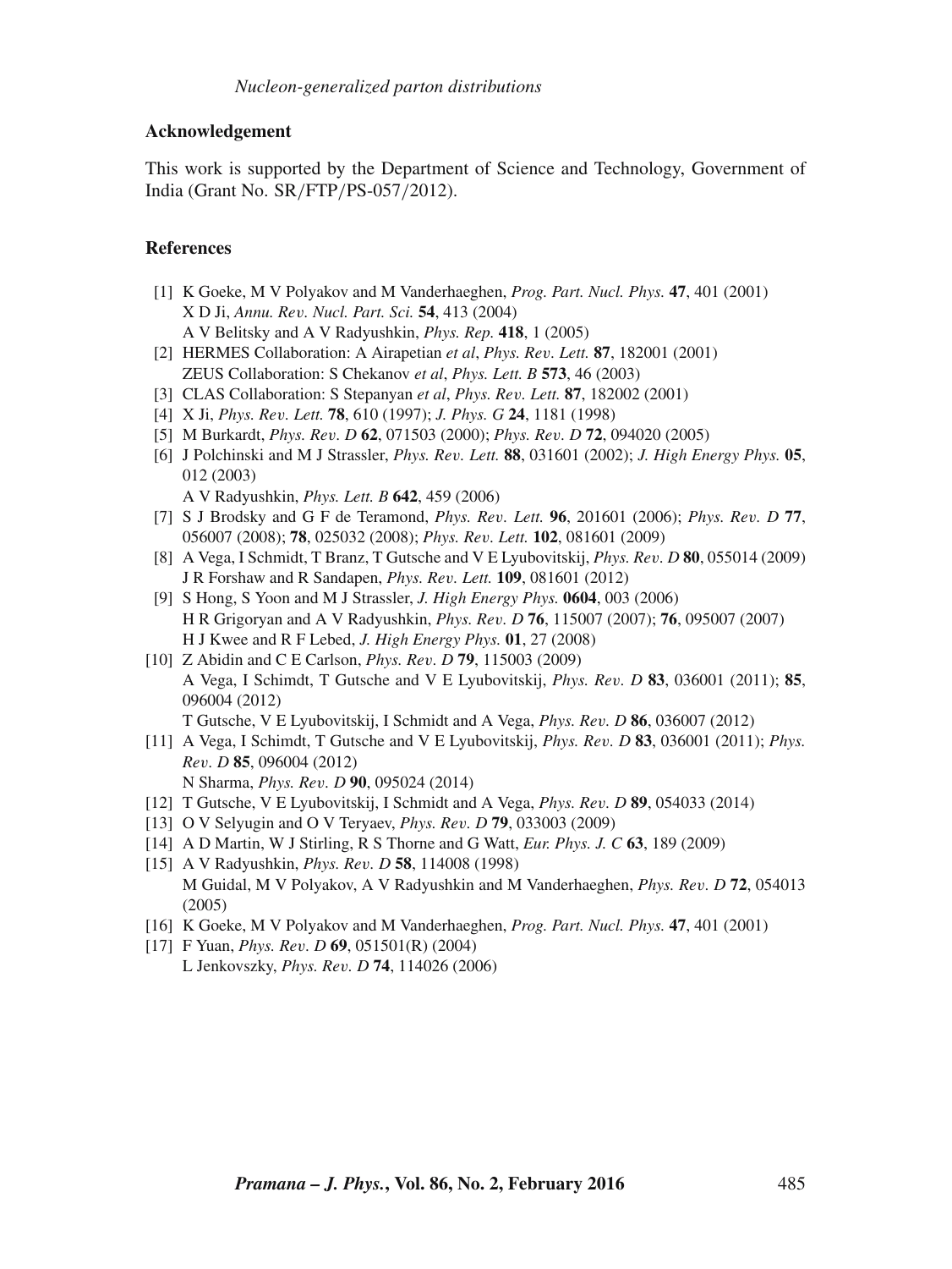## Acknowledgement

This work is supported by the Department of Science and Technology, Government of India (Grant No. SR/FTP/PS-057/2012).

## References

[1] K Goeke, M V Polyakov and M Vanderhaeghen, *Prog. Part. Nucl. Phys.* **47**, 401 (2001)
X D Ji, *Annu. Rev. Nucl. Part. Sci.* **54**, 413 (2004)
A V Belitsky and A V Radyushkin, *Phys. Rep.* **418**, 1 (2005)

[2] HERMES Collaboration: A Airapetian *et al*, *Phys. Rev. Lett.* **87**, 182001 (2001)
ZEUS Collaboration: S Chekanov *et al*, *Phys. Lett. B* **573**, 46 (2003)

[3] CLAS Collaboration: S Stepanyan *et al*, *Phys. Rev. Lett.* **87**, 182002 (2001)

[4] X Ji, *Phys. Rev. Lett.* **78**, 610 (1997); *J. Phys. G* **24**, 1181 (1998)

[5] M Burkardt, *Phys. Rev. D* **62**, 071503 (2000); *Phys. Rev. D* **72**, 094020 (2005)

[6] J Polchinski and M J Strassler, *Phys. Rev. Lett.* **88**, 031601 (2002); *J. High Energy Phys.* **05**, 012 (2003)
A V Radyushkin, *Phys. Lett. B* **642**, 459 (2006)

[7] S J Brodsky and G F de Teramond, *Phys. Rev. Lett.* **96**, 201601 (2006); *Phys. Rev. D* **77**, 056007 (2008); **78**, 025032 (2008); *Phys. Rev. Lett.* **102**, 081601 (2009)

[8] A Vega, I Schmidt, T Branz, T Gutsche and V E Lyubovitskij, *Phys. Rev. D* **80**, 055014 (2009)
J R Forshaw and R Sandapen, *Phys. Rev. Lett.* **109**, 081601 (2012)

[9] S Hong, S Yoon and M J Strassler, *J. High Energy Phys.* **0604**, 003 (2006)
H R Grigoryan and A V Radyushkin, *Phys. Rev. D* **76**, 115007 (2007); **76**, 095007 (2007)
H J Kwee and R F Lebed, *J. High Energy Phys.* **01**, 27 (2008)

[10] Z Abidin and C E Carlson, *Phys. Rev. D* **79**, 115003 (2009)
A Vega, I Schimdt, T Gutsche and V E Lyubovitskij, *Phys. Rev. D* **83**, 036001 (2011); **85**, 096004 (2012)
T Gutsche, V E Lyubovitskij, I Schmidt and A Vega, *Phys. Rev. D* **86**, 036007 (2012)

[11] A Vega, I Schimdt, T Gutsche and V E Lyubovitskij, *Phys. Rev. D* **83**, 036001 (2011); *Phys. Rev. D* **85**, 096004 (2012)
N Sharma, *Phys. Rev. D* **90**, 095024 (2014)

[12] T Gutsche, V E Lyubovitskij, I Schmidt and A Vega, *Phys. Rev. D* **89**, 054033 (2014)

[13] O V Selyugin and O V Teryaev, *Phys. Rev. D* **79**, 033003 (2009)

[14] A D Martin, W J Stirling, R S Thorne and G Watt, *Eur. Phys. J. C* **63**, 189 (2009)

[15] A V Radyushkin, *Phys. Rev. D* **58**, 114008 (1998)
M Guidal, M V Polyakov, A V Radyushkin and M Vanderhaeghen, *Phys. Rev. D* **72**, 054013 (2005)

[16] K Goeke, M V Polyakov and M Vanderhaeghen, *Prog. Part. Nucl. Phys.* **47**, 401 (2001)

[17] F Yuan, *Phys. Rev. D* **69**, 051501(R) (2004)
L Jenkovszky, *Phys. Rev. D* **74**, 114026 (2006)